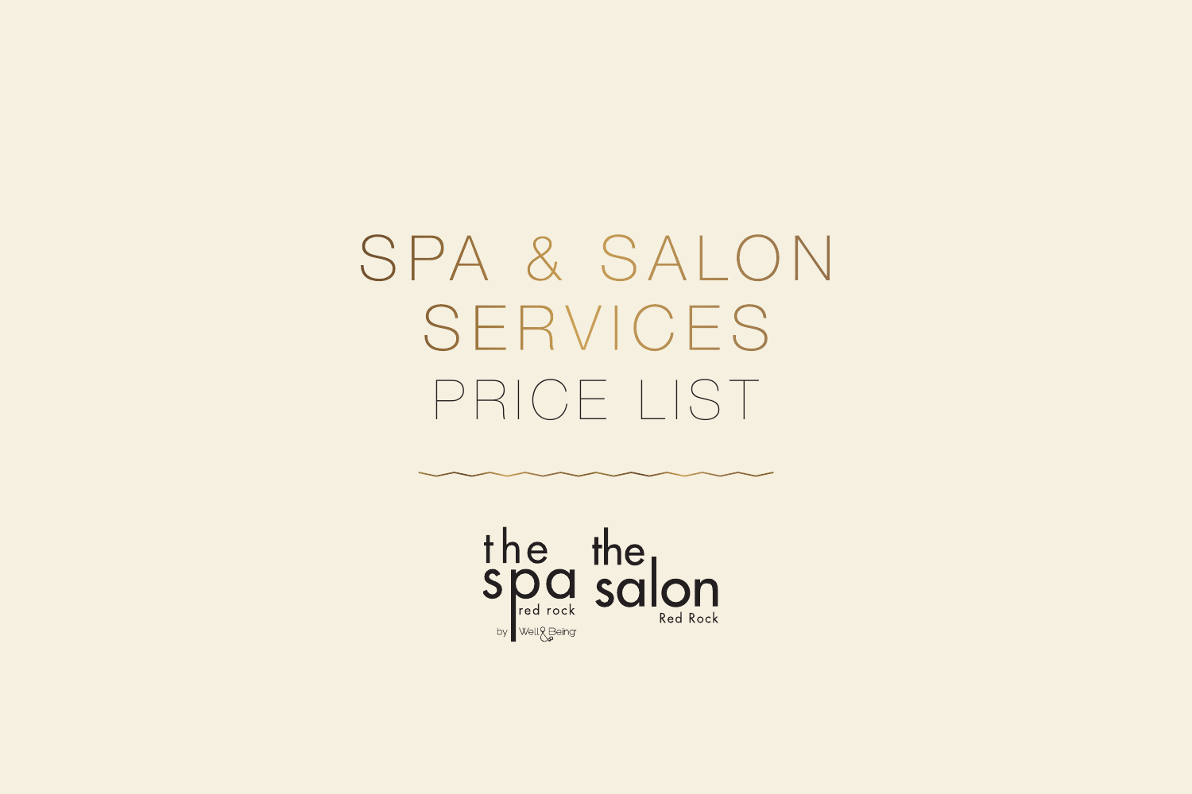# SPA & SALON SERVICES

## PRICE LIST

the spa red rock by Well & Being

the salon Red Rock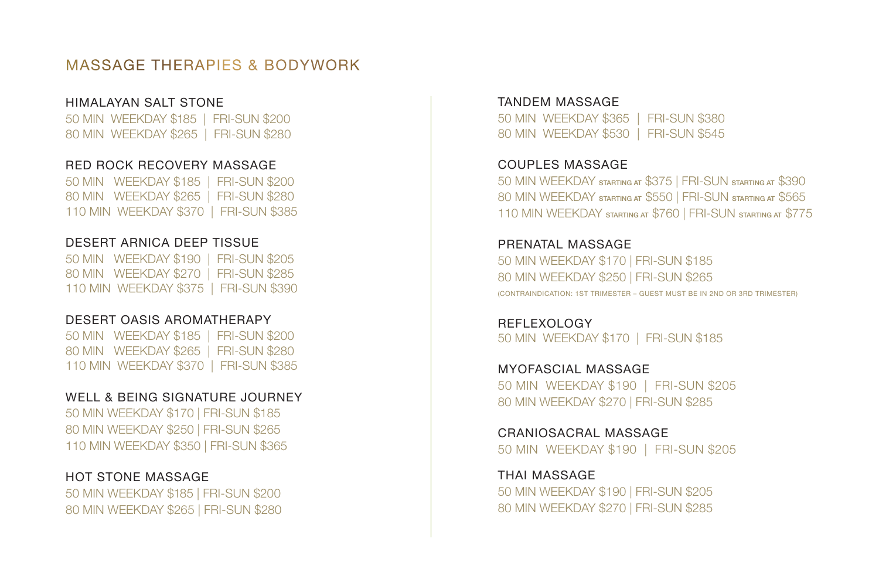# MASSAGE THERAPIES & BODYWORK

## HIMALAYAN SALT STONE

50 MIN WEEKDAY $185 | FRI-SUN $200
80 MIN WEEKDAY $265 | FRI-SUN $280

## RED ROCK RECOVERY MASSAGE

50 MIN WEEKDAY $185 | FRI-SUN $200
80 MIN WEEKDAY $265 | FRI-SUN $280
110 MIN WEEKDAY $370 | FRI-SUN $385

## DESERT ARNICA DEEP TISSUE

50 MIN WEEKDAY $190 | FRI-SUN $205
80 MIN WEEKDAY $270 | FRI-SUN $285
110 MIN WEEKDAY $375 | FRI-SUN $390

## DESERT OASIS AROMATHERAPY

50 MIN WEEKDAY $185 | FRI-SUN $200
80 MIN WEEKDAY $265 | FRI-SUN $280
110 MIN WEEKDAY $370 | FRI-SUN $385

## WELL & BEING SIGNATURE JOURNEY

50 MIN WEEKDAY $170 | FRI-SUN $185
80 MIN WEEKDAY $250 | FRI-SUN $265
110 MIN WEEKDAY $350 | FRI-SUN $365

## HOT STONE MASSAGE

50 MIN WEEKDAY $185 | FRI-SUN $200
80 MIN WEEKDAY $265 | FRI-SUN $280

## TANDEM MASSAGE

50 MIN WEEKDAY $365 | FRI-SUN $380
80 MIN WEEKDAY $530 | FRI-SUN $545

## COUPLES MASSAGE

50 MIN WEEKDAY STARTING AT $375 | FRI-SUN STARTING AT $390
80 MIN WEEKDAY STARTING AT $550 | FRI-SUN STARTING AT $565
110 MIN WEEKDAY STARTING AT $760 | FRI-SUN STARTING AT $775

## PRENATAL MASSAGE

50 MIN WEEKDAY $170 | FRI-SUN $185
80 MIN WEEKDAY $250 | FRI-SUN $265
(CONTRAINDICATION: 1ST TRIMESTER – GUEST MUST BE IN 2ND OR 3RD TRIMESTER)

## REFLEXOLOGY

50 MIN WEEKDAY $170 | FRI-SUN $185

## MYOFASCIAL MASSAGE

50 MIN WEEKDAY $190 | FRI-SUN $205
80 MIN WEEKDAY $270 | FRI-SUN $285

## CRANIOSACRAL MASSAGE

50 MIN WEEKDAY $190 | FRI-SUN $205

## THAI MASSAGE

50 MIN WEEKDAY $190 | FRI-SUN $205
80 MIN WEEKDAY $270 | FRI-SUN $285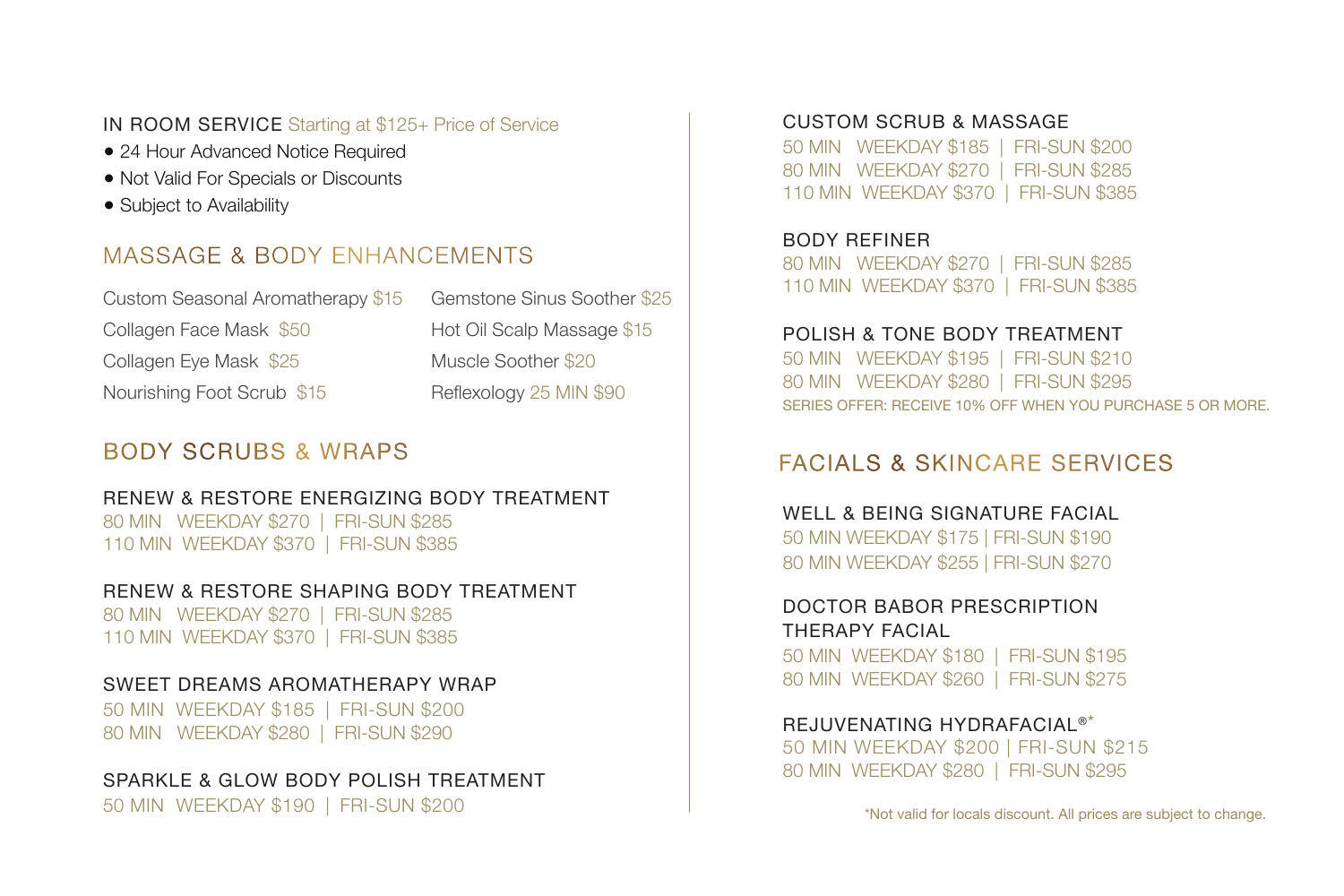IN ROOM SERVICE Starting at $125+ Price of Service

- 24 Hour Advanced Notice Required
- Not Valid For Specials or Discounts
- Subject to Availability

## MASSAGE & BODY ENHANCEMENTS

Custom Seasonal Aromatherapy $15

Collagen Face Mask $50

Collagen Eye Mask $25

Nourishing Foot Scrub $15

Gemstone Sinus Soother $25

Hot Oil Scalp Massage $15

Muscle Soother $20

Reflexology 25 MIN $90

## BODY SCRUBS & WRAPS

### RENEW & RESTORE ENERGIZING BODY TREATMENT

80 MIN WEEKDAY $270 | FRI-SUN $285
110 MIN WEEKDAY $370 | FRI-SUN $385

### RENEW & RESTORE SHAPING BODY TREATMENT

80 MIN WEEKDAY $270 | FRI-SUN $285
110 MIN WEEKDAY $370 | FRI-SUN $385

### SWEET DREAMS AROMATHERAPY WRAP

50 MIN WEEKDAY $185 | FRI-SUN $200
80 MIN WEEKDAY $280 | FRI-SUN $290

### SPARKLE & GLOW BODY POLISH TREATMENT

50 MIN WEEKDAY $190 | FRI-SUN $200

### CUSTOM SCRUB & MASSAGE

50 MIN WEEKDAY $185 | FRI-SUN $200
80 MIN WEEKDAY $270 | FRI-SUN $285
110 MIN WEEKDAY $370 | FRI-SUN $385

### BODY REFINER

80 MIN WEEKDAY $270 | FRI-SUN $285
110 MIN WEEKDAY $370 | FRI-SUN $385

### POLISH & TONE BODY TREATMENT

50 MIN WEEKDAY $195 | FRI-SUN $210
80 MIN WEEKDAY $280 | FRI-SUN $295

SERIES OFFER: RECEIVE 10% OFF WHEN YOU PURCHASE 5 OR MORE.

## FACIALS & SKINCARE SERVICES

### WELL & BEING SIGNATURE FACIAL

50 MIN WEEKDAY $175 | FRI-SUN $190
80 MIN WEEKDAY $255 | FRI-SUN $270

### DOCTOR BABOR PRESCRIPTION THERAPY FACIAL

50 MIN WEEKDAY $180 | FRI-SUN $195
80 MIN WEEKDAY $260 | FRI-SUN $275

### REJUVENATING HYDRAFACIAL®*

50 MIN WEEKDAY $200 | FRI-SUN $215
80 MIN WEEKDAY $280 | FRI-SUN $295

*Not valid for locals discount. All prices are subject to change.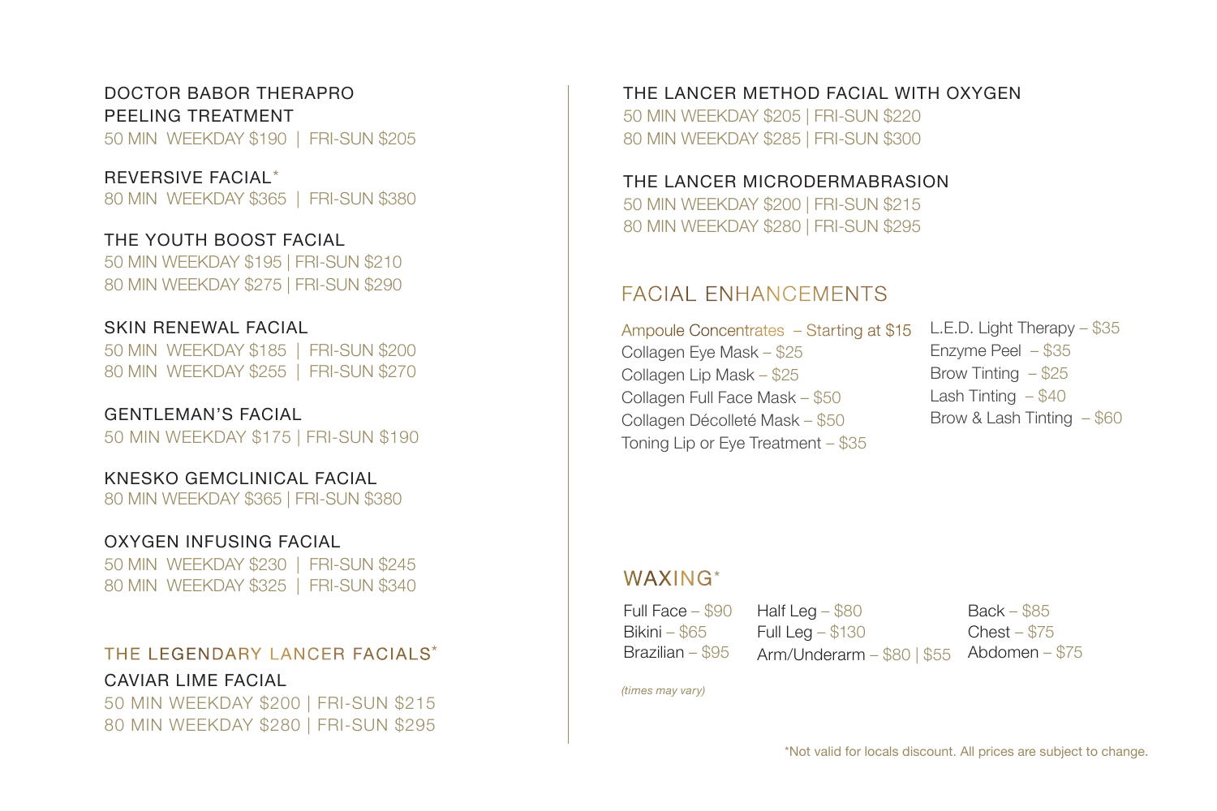### DOCTOR BABOR THERAPRO PEELING TREATMENT

50 MIN WEEKDAY $190 | FRI-SUN $205

### REVERSIVE FACIAL*

80 MIN WEEKDAY $365 | FRI-SUN $380

### THE YOUTH BOOST FACIAL

50 MIN WEEKDAY $195 | FRI-SUN $210
80 MIN WEEKDAY $275 | FRI-SUN $290

### SKIN RENEWAL FACIAL

50 MIN WEEKDAY $185 | FRI-SUN $200
80 MIN WEEKDAY $255 | FRI-SUN $270

### GENTLEMAN'S FACIAL

50 MIN WEEKDAY $175 | FRI-SUN $190

### KNESKO GEMCLINICAL FACIAL

80 MIN WEEKDAY $365 | FRI-SUN $380

### OXYGEN INFUSING FACIAL

50 MIN WEEKDAY $230 | FRI-SUN $245
80 MIN WEEKDAY $325 | FRI-SUN $340

## THE LEGENDARY LANCER FACIALS*

### CAVIAR LIME FACIAL

50 MIN WEEKDAY $200 | FRI-SUN $215
80 MIN WEEKDAY $280 | FRI-SUN $295

### THE LANCER METHOD FACIAL WITH OXYGEN

50 MIN WEEKDAY $205 | FRI-SUN $220
80 MIN WEEKDAY $285 | FRI-SUN $300

### THE LANCER MICRODERMABRASION

50 MIN WEEKDAY $200 | FRI-SUN $215
80 MIN WEEKDAY $280 | FRI-SUN $295

## FACIAL ENHANCEMENTS

- Ampoule Concentrates – Starting at $15
- Collagen Eye Mask – $25
- Collagen Lip Mask – $25
- Collagen Full Face Mask – $50
- Collagen Décolleté Mask – $50
- Toning Lip or Eye Treatment – $35
- L.E.D. Light Therapy – $35
- Enzyme Peel – $35
- Brow Tinting – $25
- Lash Tinting – $40
- Brow & Lash Tinting – $60

## WAXING*

- Full Face – $90
- Bikini – $65
- Brazilian – $95
- Half Leg – $80
- Full Leg – $130
- Arm/Underarm – $80 | $55
- Back – $85
- Chest – $75
- Abdomen – $75

*(times may vary)*

*Not valid for locals discount. All prices are subject to change.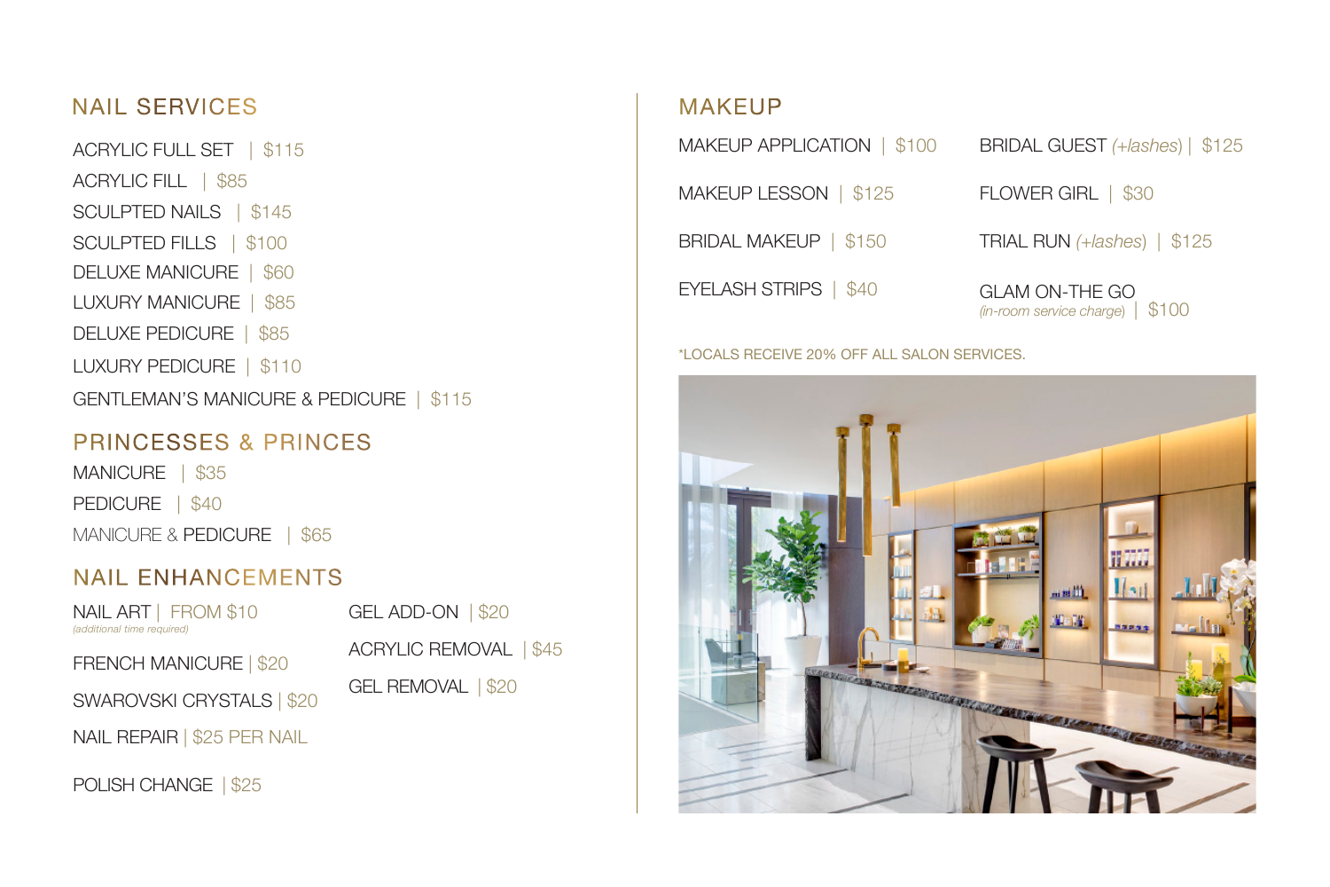## NAIL SERVICES

ACRYLIC FULL SET | $115

ACRYLIC FILL | $85

SCULPTED NAILS | $145

SCULPTED FILLS | $100

DELUXE MANICURE | $60

LUXURY MANICURE | $85

DELUXE PEDICURE | $85

LUXURY PEDICURE | $110

GENTLEMAN'S MANICURE & PEDICURE | $115

## PRINCESSES & PRINCES

MANICURE | $35

PEDICURE | $40

MANICURE & PEDICURE | $65

## NAIL ENHANCEMENTS

NAIL ART | FROM $10
*(additional time required)*

FRENCH MANICURE | $20

SWAROVSKI CRYSTALS | $20

NAIL REPAIR | $25 PER NAIL

POLISH CHANGE | $25

GEL ADD-ON | $20

ACRYLIC REMOVAL | $45

GEL REMOVAL | $20

## MAKEUP

MAKEUP APPLICATION | $100

MAKEUP LESSON | $125

BRIDAL MAKEUP | $150

EYELASH STRIPS | $40

BRIDAL GUEST *(+lashes)* | $125

FLOWER GIRL | $30

TRIAL RUN *(+lashes)* | $125

GLAM ON-THE GO
*(in-room service charge)* | $100

*LOCALS RECEIVE 20% OFF ALL SALON SERVICES.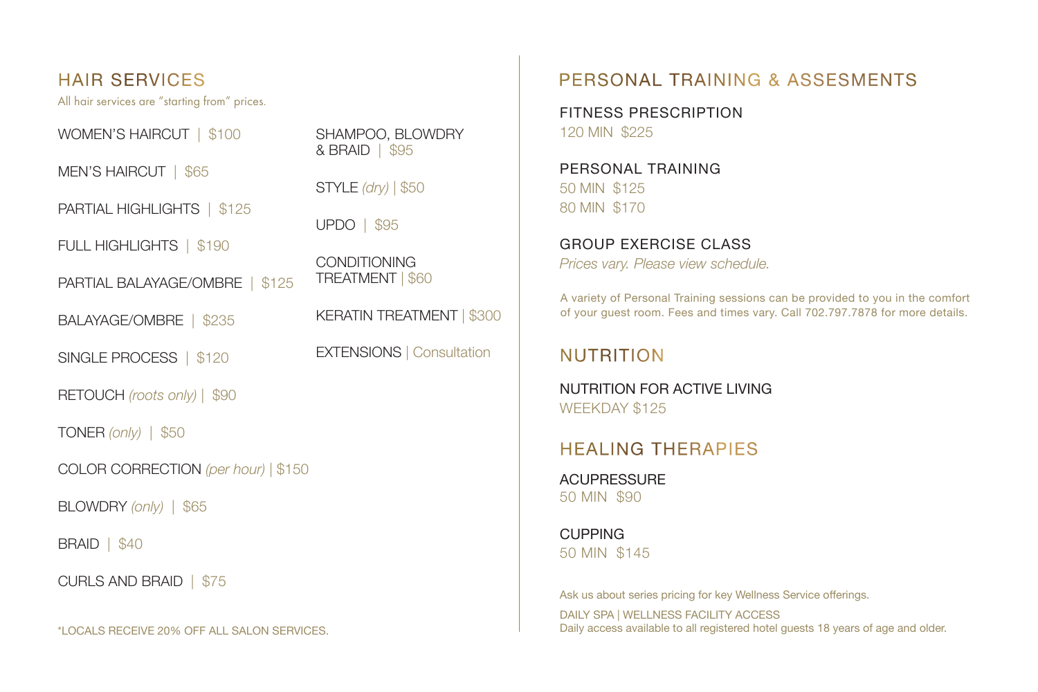## HAIR SERVICES

All hair services are "starting from" prices.

WOMEN'S HAIRCUT | $100

MEN'S HAIRCUT | $65

PARTIAL HIGHLIGHTS | $125

FULL HIGHLIGHTS | $190

PARTIAL BALAYAGE/OMBRE | $125

BALAYAGE/OMBRE | $235

SINGLE PROCESS | $120

RETOUCH *(roots only)* | $90

TONER *(only)* | $50

COLOR CORRECTION *(per hour)* | $150

BLOWDRY *(only)* | $65

BRAID | $40

CURLS AND BRAID | $75

SHAMPOO, BLOWDRY & BRAID | $95

STYLE *(dry)* | $50

UPDO | $95

CONDITIONING TREATMENT | $60

KERATIN TREATMENT | $300

EXTENSIONS | Consultation

*LOCALS RECEIVE 20% OFF ALL SALON SERVICES.

## PERSONAL TRAINING & ASSESMENTS

FITNESS PRESCRIPTION
120 MIN $225

PERSONAL TRAINING
50 MIN $125
80 MIN $170

GROUP EXERCISE CLASS
*Prices vary. Please view schedule.*

A variety of Personal Training sessions can be provided to you in the comfort of your guest room. Fees and times vary. Call 702.797.7878 for more details.

## NUTRITION

NUTRITION FOR ACTIVE LIVING
WEEKDAY $125

## HEALING THERAPIES

ACUPRESSURE
50 MIN $90

CUPPING
50 MIN $145

Ask us about series pricing for key Wellness Service offerings.

DAILY SPA | WELLNESS FACILITY ACCESS
Daily access available to all registered hotel guests 18 years of age and older.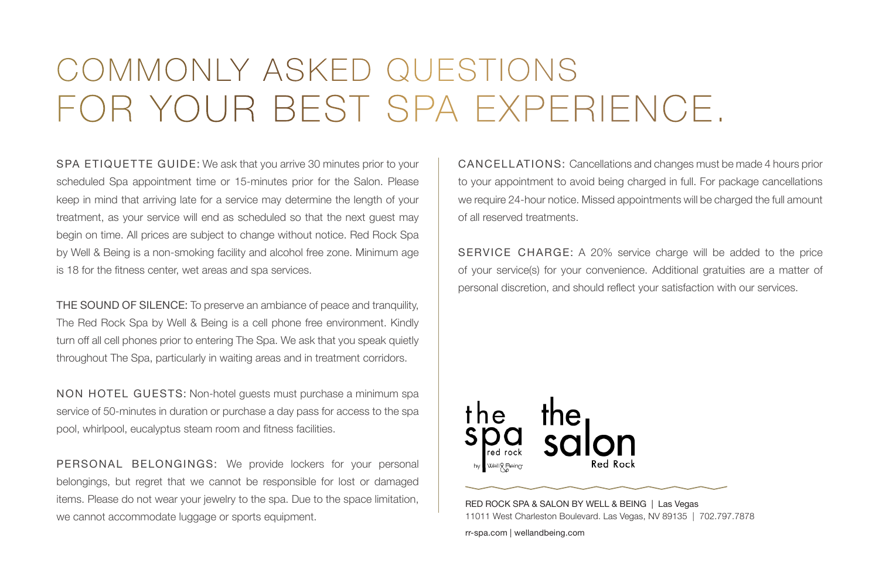# COMMONLY ASKED QUESTIONS FOR YOUR BEST SPA EXPERIENCE.

SPA ETIQUETTE GUIDE: We ask that you arrive 30 minutes prior to your scheduled Spa appointment time or 15-minutes prior for the Salon. Please keep in mind that arriving late for a service may determine the length of your treatment, as your service will end as scheduled so that the next guest may begin on time. All prices are subject to change without notice. Red Rock Spa by Well & Being is a non-smoking facility and alcohol free zone. Minimum age is 18 for the fitness center, wet areas and spa services.

THE SOUND OF SILENCE: To preserve an ambiance of peace and tranquility, The Red Rock Spa by Well & Being is a cell phone free environment. Kindly turn off all cell phones prior to entering The Spa. We ask that you speak quietly throughout The Spa, particularly in waiting areas and in treatment corridors.

NON HOTEL GUESTS: Non-hotel guests must purchase a minimum spa service of 50-minutes in duration or purchase a day pass for access to the spa pool, whirlpool, eucalyptus steam room and fitness facilities.

PERSONAL BELONGINGS: We provide lockers for your personal belongings, but regret that we cannot be responsible for lost or damaged items. Please do not wear your jewelry to the spa. Due to the space limitation, we cannot accommodate luggage or sports equipment.

CANCELLATIONS: Cancellations and changes must be made 4 hours prior to your appointment to avoid being charged in full. For package cancellations we require 24-hour notice. Missed appointments will be charged the full amount of all reserved treatments.

SERVICE CHARGE: A 20% service charge will be added to the price of your service(s) for your convenience. Additional gratuities are a matter of personal discretion, and should reflect your satisfaction with our services.

the spa red rock by Well & Being

the salon Red Rock

RED ROCK SPA & SALON BY WELL & BEING | Las Vegas
11011 West Charleston Boulevard. Las Vegas, NV 89135 | 702.797.7878

rr-spa.com | wellandbeing.com